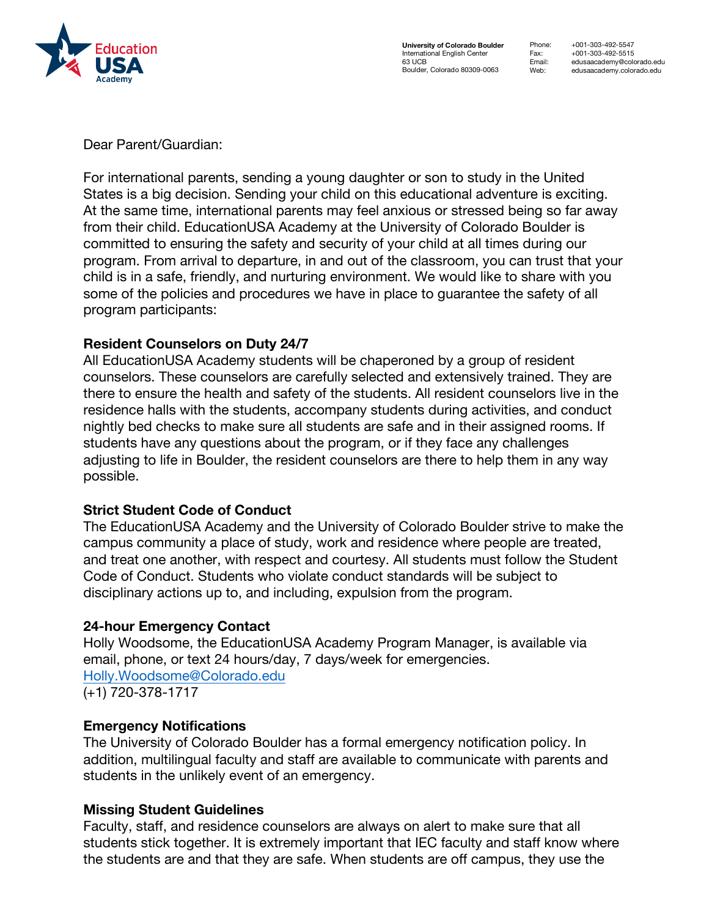University of Colorado Boulder
International English Center
63 UCB
Boulder, Colorado 80309-0063

Phone: +001-303-492-5547
Fax: +001-303-492-5515
Email: edusaacademy@colorado.edu
Web: edusaacademy.colorado.edu

Dear Parent/Guardian:

For international parents, sending a young daughter or son to study in the United States is a big decision. Sending your child on this educational adventure is exciting. At the same time, international parents may feel anxious or stressed being so far away from their child. EducationUSA Academy at the University of Colorado Boulder is committed to ensuring the safety and security of your child at all times during our program. From arrival to departure, in and out of the classroom, you can trust that your child is in a safe, friendly, and nurturing environment. We would like to share with you some of the policies and procedures we have in place to guarantee the safety of all program participants:

**Resident Counselors on Duty 24/7**
All EducationUSA Academy students will be chaperoned by a group of resident counselors. These counselors are carefully selected and extensively trained. They are there to ensure the health and safety of the students. All resident counselors live in the residence halls with the students, accompany students during activities, and conduct nightly bed checks to make sure all students are safe and in their assigned rooms. If students have any questions about the program, or if they face any challenges adjusting to life in Boulder, the resident counselors are there to help them in any way possible.

**Strict Student Code of Conduct**
The EducationUSA Academy and the University of Colorado Boulder strive to make the campus community a place of study, work and residence where people are treated, and treat one another, with respect and courtesy. All students must follow the Student Code of Conduct. Students who violate conduct standards will be subject to disciplinary actions up to, and including, expulsion from the program.

**24-hour Emergency Contact**
Holly Woodsome, the EducationUSA Academy Program Manager, is available via email, phone, or text 24 hours/day, 7 days/week for emergencies.
Holly.Woodsome@Colorado.edu
(+1) 720-378-1717

**Emergency Notifications**
The University of Colorado Boulder has a formal emergency notification policy. In addition, multilingual faculty and staff are available to communicate with parents and students in the unlikely event of an emergency.

**Missing Student Guidelines**
Faculty, staff, and residence counselors are always on alert to make sure that all students stick together. It is extremely important that IEC faculty and staff know where the students are and that they are safe. When students are off campus, they use the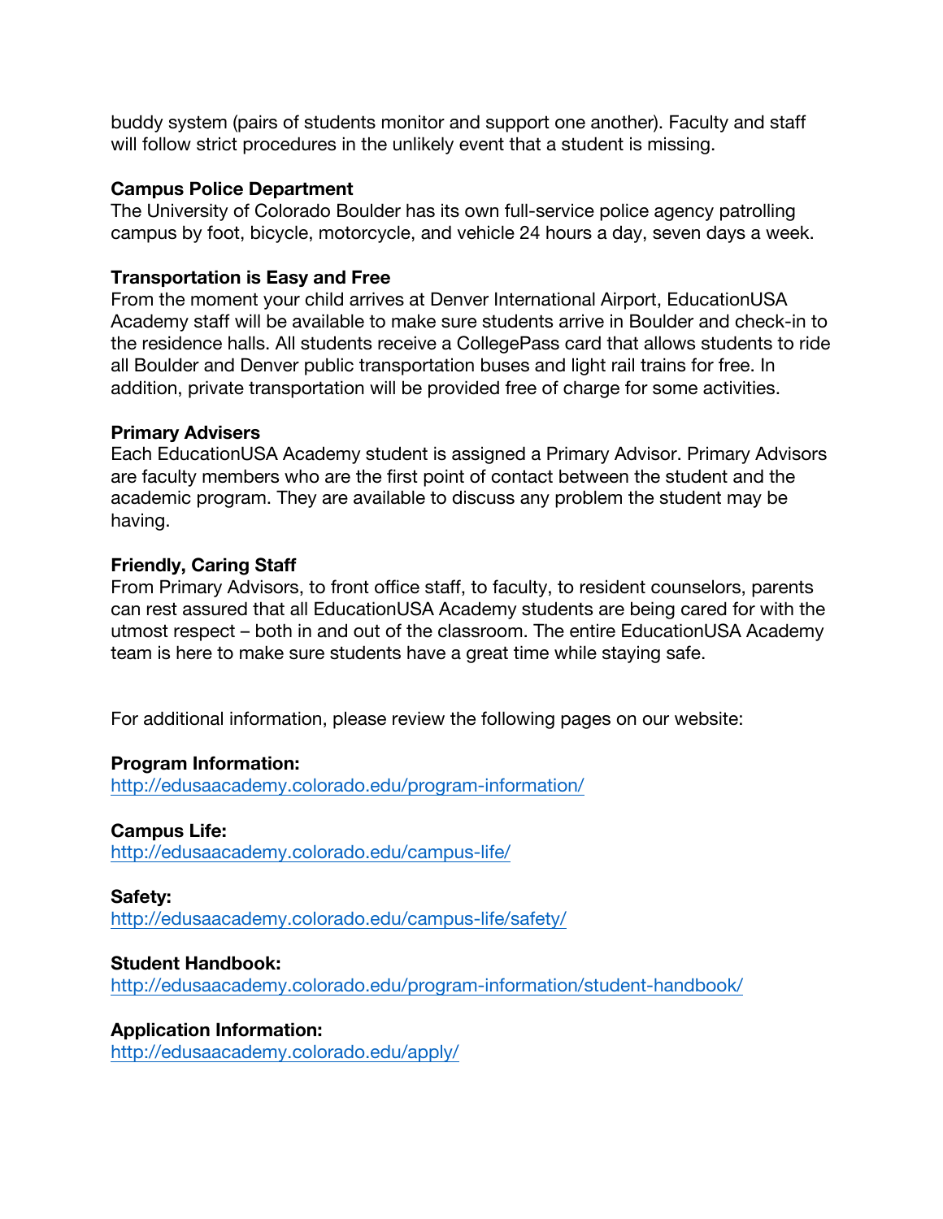buddy system (pairs of students monitor and support one another). Faculty and staff will follow strict procedures in the unlikely event that a student is missing.

**Campus Police Department**
The University of Colorado Boulder has its own full-service police agency patrolling campus by foot, bicycle, motorcycle, and vehicle 24 hours a day, seven days a week.

**Transportation is Easy and Free**
From the moment your child arrives at Denver International Airport, EducationUSA Academy staff will be available to make sure students arrive in Boulder and check-in to the residence halls. All students receive a CollegePass card that allows students to ride all Boulder and Denver public transportation buses and light rail trains for free. In addition, private transportation will be provided free of charge for some activities.

**Primary Advisers**
Each EducationUSA Academy student is assigned a Primary Advisor. Primary Advisors are faculty members who are the first point of contact between the student and the academic program. They are available to discuss any problem the student may be having.

**Friendly, Caring Staff**
From Primary Advisors, to front office staff, to faculty, to resident counselors, parents can rest assured that all EducationUSA Academy students are being cared for with the utmost respect – both in and out of the classroom. The entire EducationUSA Academy team is here to make sure students have a great time while staying safe.

For additional information, please review the following pages on our website:

**Program Information:**
http://edusaacademy.colorado.edu/program-information/

**Campus Life:**
http://edusaacademy.colorado.edu/campus-life/

**Safety:**
http://edusaacademy.colorado.edu/campus-life/safety/

**Student Handbook:**
http://edusaacademy.colorado.edu/program-information/student-handbook/

**Application Information:**
http://edusaacademy.colorado.edu/apply/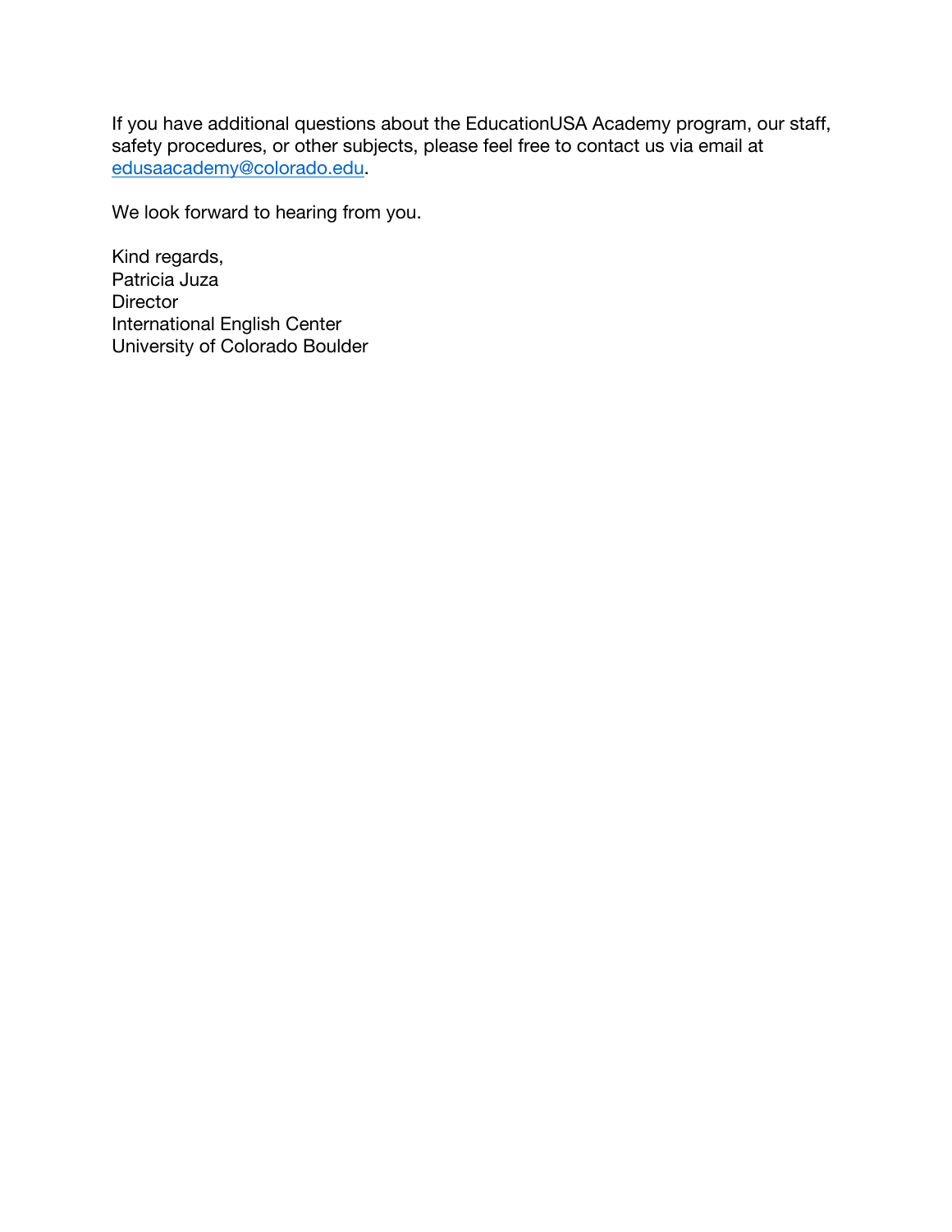If you have additional questions about the EducationUSA Academy program, our staff, safety procedures, or other subjects, please feel free to contact us via email at edusaacademy@colorado.edu.

We look forward to hearing from you.

Kind regards,
Patricia Juza
Director
International English Center
University of Colorado Boulder